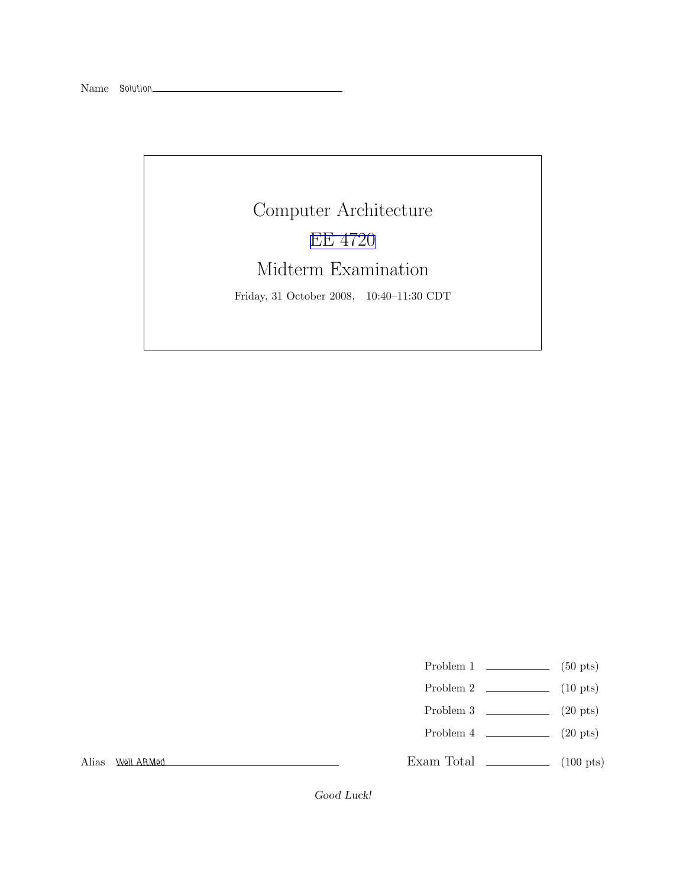Name Solution

# Computer Architecture

## EE 4720

## Midterm Examination

Friday, 31 October 2008, 10:40–11:30 CDT

| | | |
|---|---|---|
| Problem 1 | | (50 pts) |
| Problem 2 | | (10 pts) |
| Problem 3 | | (20 pts) |
| Problem 4 | | (20 pts) |
| Exam Total | | (100 pts) |

Alias Well ARMed

*Good Luck!*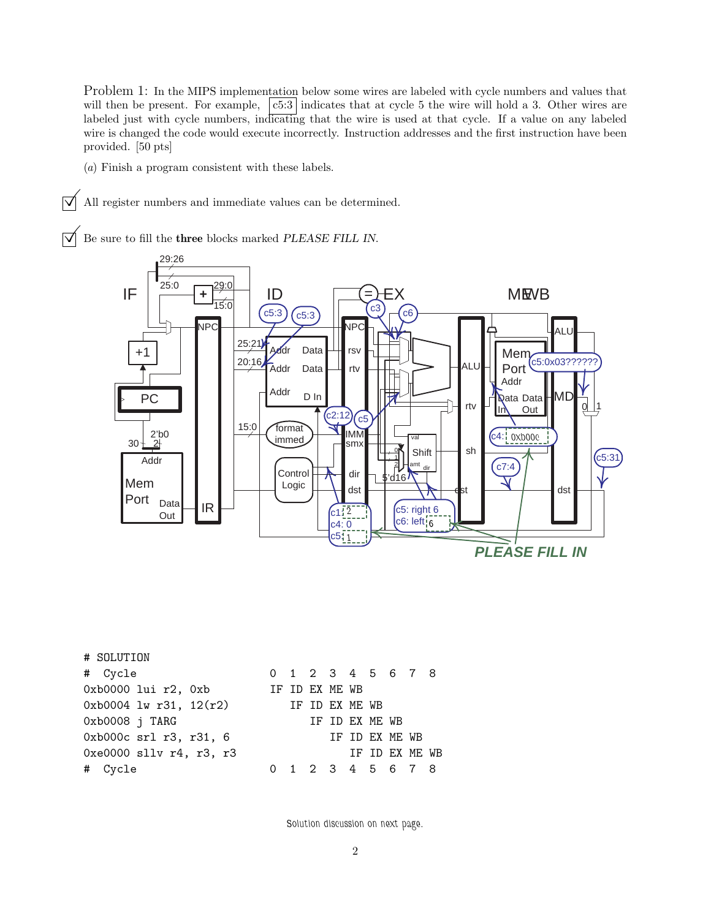Problem 1: In the MIPS implementation below some wires are labeled with cycle numbers and values that will then be present. For example, c5:3 indicates that at cycle 5 the wire will hold a 3. Other wires are labeled just with cycle numbers, indicating that the wire is used at that cycle. If a value on any labeled wire is changed the code would execute incorrectly. Instruction addresses and the first instruction have been provided. [50 pts]

(*a*) Finish a program consistent with these labels.

☑ All register numbers and immediate values can be determined.

☑ Be sure to fill the **three** blocks marked *PLEASE FILL IN*.

```
# SOLUTION
#  Cycle                     0  1  2  3  4  5  6  7  8
0xb0000 lui r2, 0xb          IF ID EX ME WB
0xb0004 lw r31, 12(r2)          IF ID EX ME WB
0xb0008 j TARG                     IF ID EX ME WB
0xb000c srl r3, r31, 6                IF ID EX ME WB
0xe0000 sllv r4, r3, r3                  IF ID EX ME WB
#  Cycle                     0  1  2  3  4  5  6  7  8
```

Solution discussion on next page.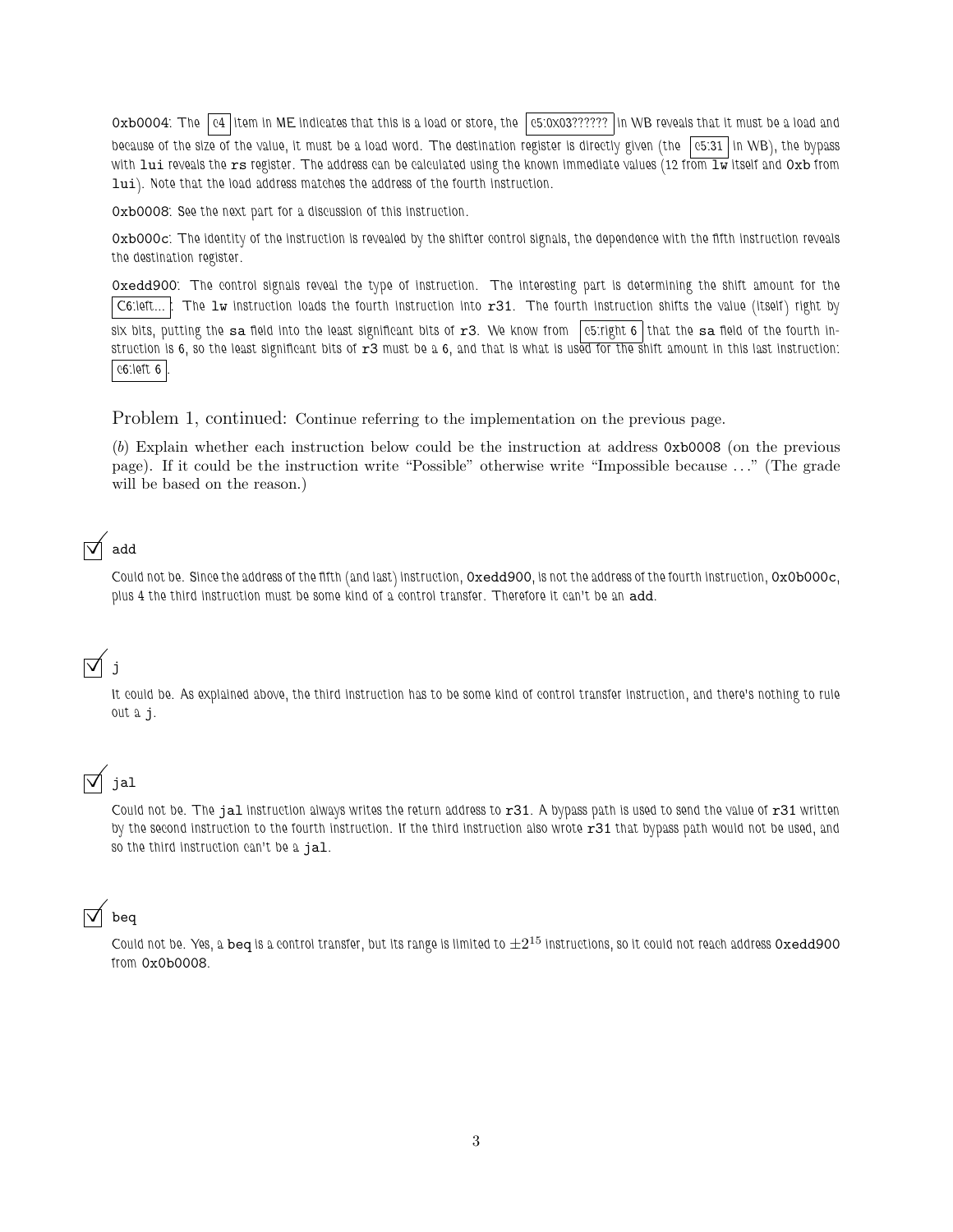0xb0004: The `c4` item in ME indicates that this is a load or store, the `c5:0x03??????` in WB reveals that it must be a load and because of the size of the value, it must be a load word. The destination register is directly given (the `c5:31` in WB), the bypass with lui reveals the rs register. The address can be calculated using the known immediate values (12 from lw itself and 0xb from lui). Note that the load address matches the address of the fourth instruction.

0xb0008: See the next part for a discussion of this instruction.

0xb000c: The identity of the instruction is revealed by the shifter control signals, the dependence with the fifth instruction reveals the destination register.

0xedd900: The control signals reveal the type of instruction. The interesting part is determining the shift amount for the `C6:left...`. The lw instruction loads the fourth instruction into r31. The fourth instruction shifts the value (itself) right by six bits, putting the sa field into the least significant bits of r3. We know from `c5:right 6` that the sa field of the fourth instruction is 6, so the least significant bits of r3 must be a 6, and that is what is used for the shift amount in this last instruction: `c6:left 6`.

Problem 1, continued: Continue referring to the implementation on the previous page.

(*b*) Explain whether each instruction below could be the instruction at address 0xb0008 (on the previous page). If it could be the instruction write "Possible" otherwise write "Impossible because ..." (The grade will be based on the reason.)

☑ add

Could not be. Since the address of the fifth (and last) instruction, 0xedd900, is not the address of the fourth instruction, 0x0b000c, plus 4 the third instruction must be some kind of a control transfer. Therefore it can't be an add.

☑ j

It could be. As explained above, the third instruction has to be some kind of control transfer instruction, and there's nothing to rule out a j.

☑ jal

Could not be. The jal instruction always writes the return address to r31. A bypass path is used to send the value of r31 written by the second instruction to the fourth instruction. If the third instruction also wrote r31 that bypass path would not be used, and so the third instruction can't be a jal.

☑ beq

Could not be. Yes, a beq is a control transfer, but its range is limited to $\pm 2^{15}$ instructions, so it could not reach address 0xedd900 from 0x0b0008.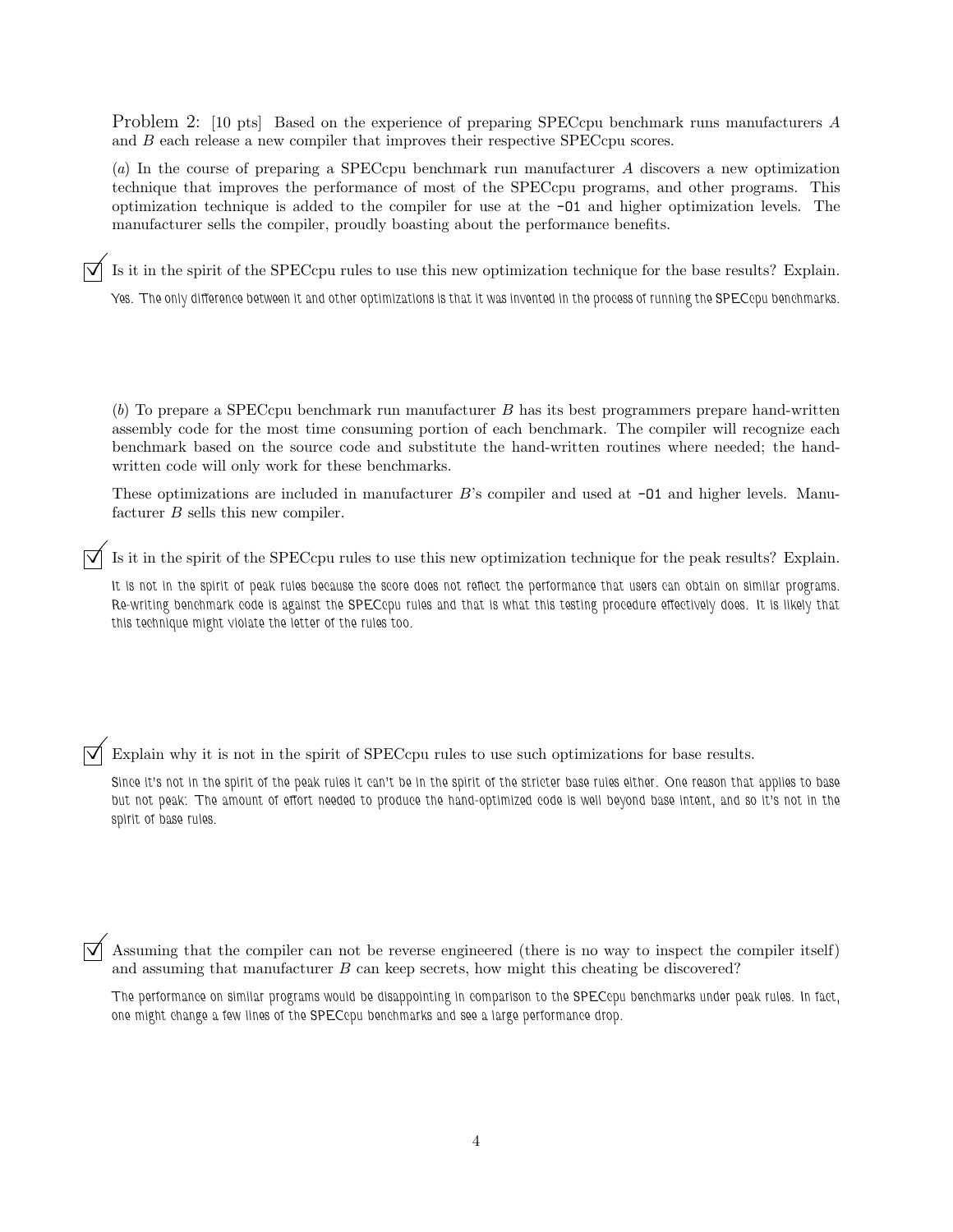Problem 2: [10 pts] Based on the experience of preparing SPECcpu benchmark runs manufacturers $A$ and $B$ each release a new compiler that improves their respective SPECcpu scores.

($a$) In the course of preparing a SPECcpu benchmark run manufacturer $A$ discovers a new optimization technique that improves the performance of most of the SPECcpu programs, and other programs. This optimization technique is added to the compiler for use at the `-O1` and higher optimization levels. The manufacturer sells the compiler, proudly boasting about the performance benefits.

☑ Is it in the spirit of the SPECcpu rules to use this new optimization technique for the base results? Explain.

*Yes. The only difference between it and other optimizations is that it was invented in the process of running the SPECcpu benchmarks.*

($b$) To prepare a SPECcpu benchmark run manufacturer $B$ has its best programmers prepare hand-written assembly code for the most time consuming portion of each benchmark. The compiler will recognize each benchmark based on the source code and substitute the hand-written routines where needed; the hand-written code will only work for these benchmarks.

These optimizations are included in manufacturer $B$'s compiler and used at `-O1` and higher levels. Manufacturer $B$ sells this new compiler.

☑ Is it in the spirit of the SPECcpu rules to use this new optimization technique for the peak results? Explain.

*It is not in the spirit of peak rules because the score does not reflect the performance that users can obtain on similar programs. Re-writing benchmark code is against the SPECcpu rules and that is what this testing procedure effectively does. It is likely that this technique might violate the letter of the rules too.*

☑ Explain why it is not in the spirit of SPECcpu rules to use such optimizations for base results.

*Since it's not in the spirit of the peak rules it can't be in the spirit of the stricter base rules either. One reason that applies to base but not peak: The amount of effort needed to produce the hand-optimized code is well beyond base intent, and so it's not in the spirit of base rules.*

☑ Assuming that the compiler can not be reverse engineered (there is no way to inspect the compiler itself) and assuming that manufacturer $B$ can keep secrets, how might this cheating be discovered?

*The performance on similar programs would be disappointing in comparison to the SPECcpu benchmarks under peak rules. In fact, one might change a few lines of the SPECcpu benchmarks and see a large performance drop.*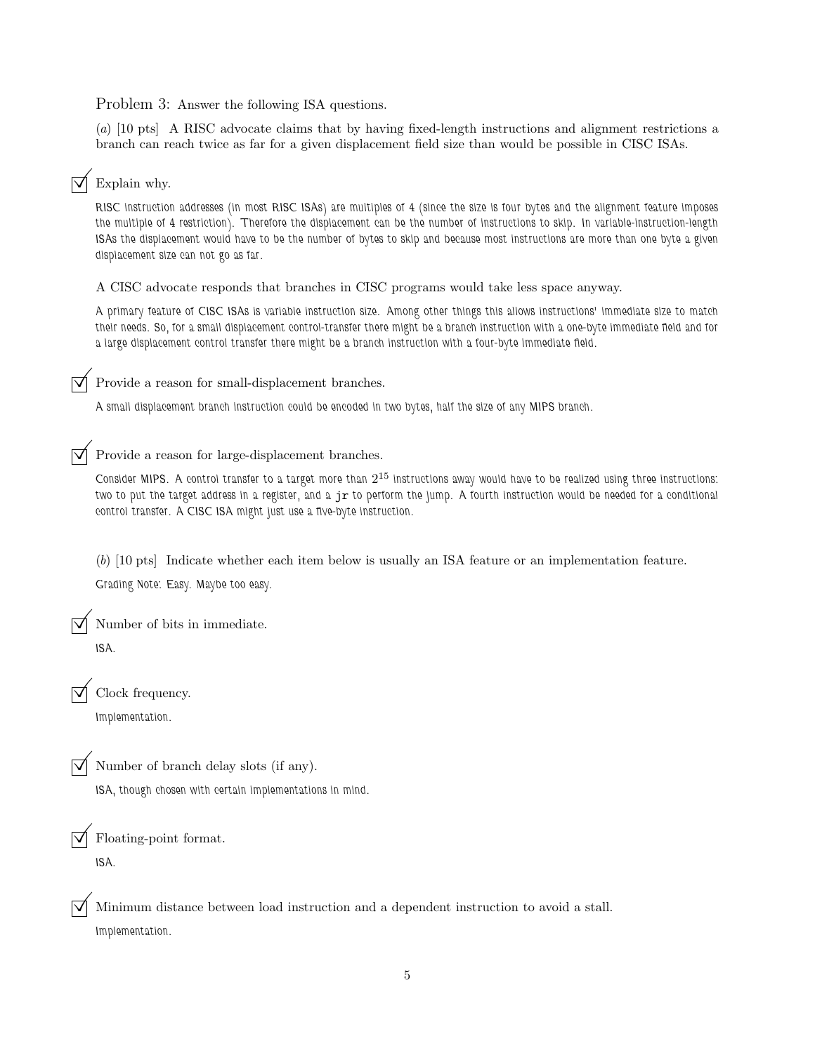Problem 3: Answer the following ISA questions.

(*a*) [10 pts] A RISC advocate claims that by having fixed-length instructions and alignment restrictions a branch can reach twice as far for a given displacement field size than would be possible in CISC ISAs.

☑ Explain why.

RISC instruction addresses (in most RISC ISAs) are multiples of 4 (since the size is four bytes and the alignment feature imposes the multiple of 4 restriction). Therefore the displacement can be the number of instructions to skip. In variable-instruction-length ISAs the displacement would have to be the number of bytes to skip and because most instructions are more than one byte a given displacement size can not go as far.

A CISC advocate responds that branches in CISC programs would take less space anyway.

A primary feature of CISC ISAs is variable instruction size. Among other things this allows instructions' immediate size to match their needs. So, for a small displacement control-transfer there might be a branch instruction with a one-byte immediate field and for a large displacement control transfer there might be a branch instruction with a four-byte immediate field.

☑ Provide a reason for small-displacement branches.

A small displacement branch instruction could be encoded in two bytes, half the size of any MIPS branch.

☑ Provide a reason for large-displacement branches.

Consider MIPS. A control transfer to a target more than $2^{15}$ instructions away would have to be realized using three instructions: two to put the target address in a register, and a `jr` to perform the jump. A fourth instruction would be needed for a conditional control transfer. A CISC ISA might just use a five-byte instruction.

(*b*) [10 pts] Indicate whether each item below is usually an ISA feature or an implementation feature.

Grading Note: Easy. Maybe too easy.

☑ Number of bits in immediate.

ISA.

☑ Clock frequency.

Implementation.

☑ Number of branch delay slots (if any).

ISA, though chosen with certain implementations in mind.

☑ Floating-point format.

ISA.

☑ Minimum distance between load instruction and a dependent instruction to avoid a stall.

Implementation.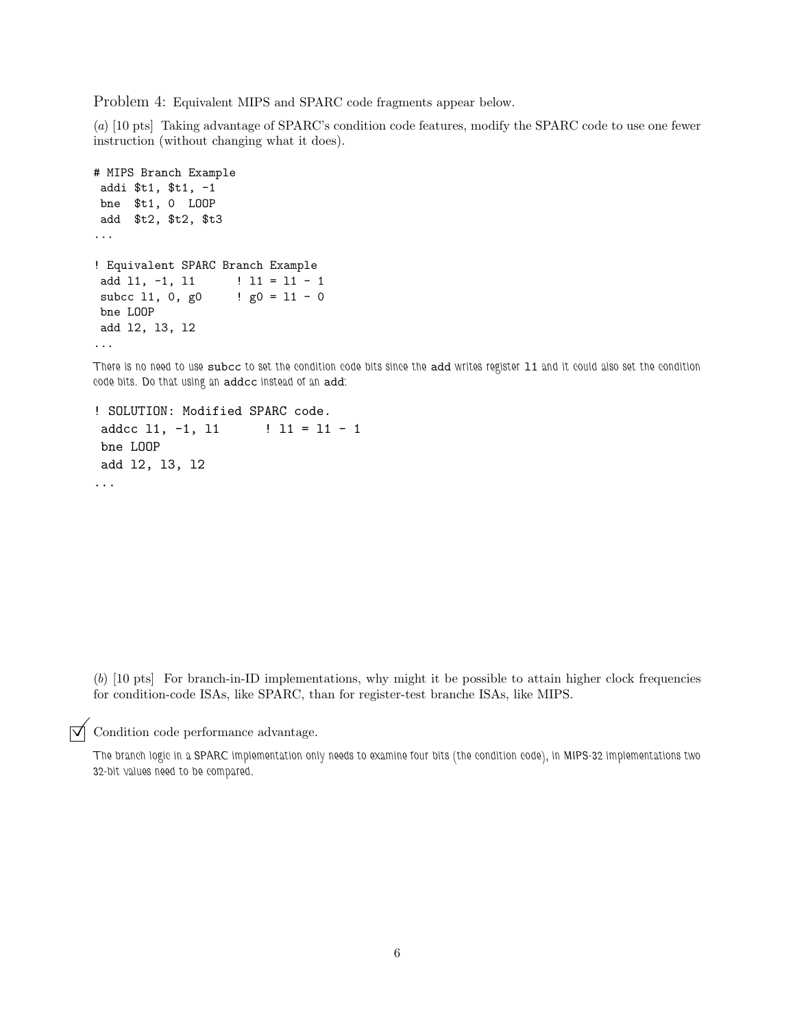Problem 4: Equivalent MIPS and SPARC code fragments appear below.

(*a*) [10 pts] Taking advantage of SPARC's condition code features, modify the SPARC code to use one fewer instruction (without changing what it does).

```
# MIPS Branch Example
 addi $t1, $t1, -1
 bne  $t1, 0  LOOP
 add  $t2, $t2, $t3
...

! Equivalent SPARC Branch Example
 add l1, -1, l1      ! l1 = l1 - 1
 subcc l1, 0, g0     ! g0 = l1 - 0
 bne LOOP
 add l2, l3, l2
...
```

*There is no need to use* `subcc` *to set the condition code bits since the* `add` *writes register* `l1` *and it could also set the condition code bits. Do that using an* `addcc` *instead of an* `add`*:*

```
! SOLUTION: Modified SPARC code.
 addcc l1, -1, l1      ! l1 = l1 - 1
 bne LOOP
 add l2, l3, l2
...
```

(*b*) [10 pts] For branch-in-ID implementations, why might it be possible to attain higher clock frequencies for condition-code ISAs, like SPARC, than for register-test branche ISAs, like MIPS.

☑ Condition code performance advantage.

*The branch logic in a SPARC implementation only needs to examine four bits (the condition code), in MIPS-32 implementations two 32-bit values need to be compared.*